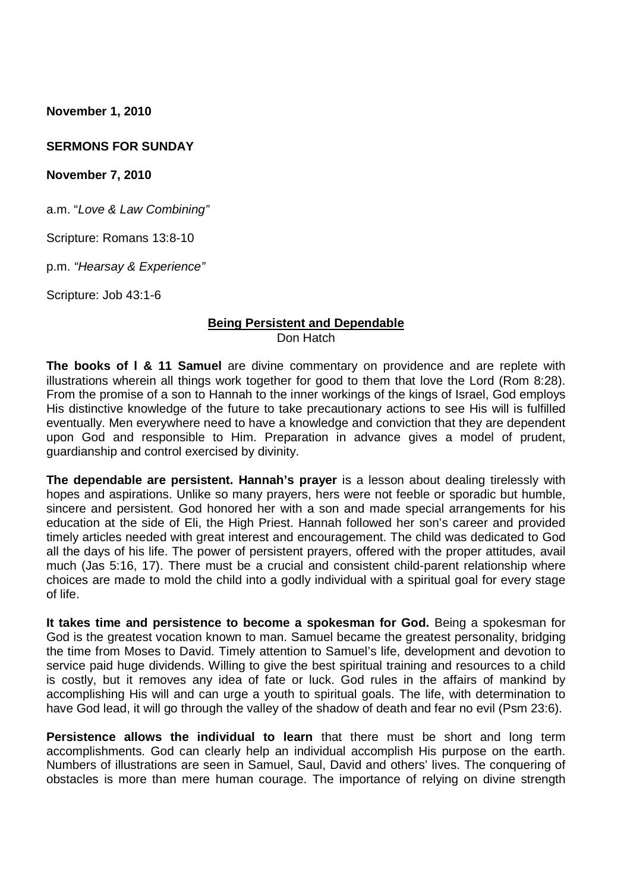**November 1, 2010**

**SERMONS FOR SUNDAY**

**November 7, 2010**

a.m. "*Love & Law Combining"*

Scripture: Romans 13:8-10

p.m. *"Hearsay & Experience"*

Scripture: Job 43:1-6

## Being Persistent and Dependable

Don Hatch

**The books of I & 11 Samuel** are divine commentary on providence and are replete with illustrations wherein all things work together for good to them that love the Lord (Rom 8:28). From the promise of a son to Hannah to the inner workings of the kings of Israel, God employs His distinctive knowledge of the future to take precautionary actions to see His will is fulfilled eventually. Men everywhere need to have a knowledge and conviction that they are dependent upon God and responsible to Him. Preparation in advance gives a model of prudent, guardianship and control exercised by divinity.

**The dependable are persistent. Hannah's prayer** is a lesson about dealing tirelessly with hopes and aspirations. Unlike so many prayers, hers were not feeble or sporadic but humble, sincere and persistent. God honored her with a son and made special arrangements for his education at the side of Eli, the High Priest. Hannah followed her son's career and provided timely articles needed with great interest and encouragement. The child was dedicated to God all the days of his life. The power of persistent prayers, offered with the proper attitudes, avail much (Jas 5:16, 17). There must be a crucial and consistent child-parent relationship where choices are made to mold the child into a godly individual with a spiritual goal for every stage of life.

**It takes time and persistence to become a spokesman for God.** Being a spokesman for God is the greatest vocation known to man. Samuel became the greatest personality, bridging the time from Moses to David. Timely attention to Samuel's life, development and devotion to service paid huge dividends. Willing to give the best spiritual training and resources to a child is costly, but it removes any idea of fate or luck. God rules in the affairs of mankind by accomplishing His will and can urge a youth to spiritual goals. The life, with determination to have God lead, it will go through the valley of the shadow of death and fear no evil (Psm 23:6).

**Persistence allows the individual to learn** that there must be short and long term accomplishments. God can clearly help an individual accomplish His purpose on the earth. Numbers of illustrations are seen in Samuel, Saul, David and others' lives. The conquering of obstacles is more than mere human courage. The importance of relying on divine strength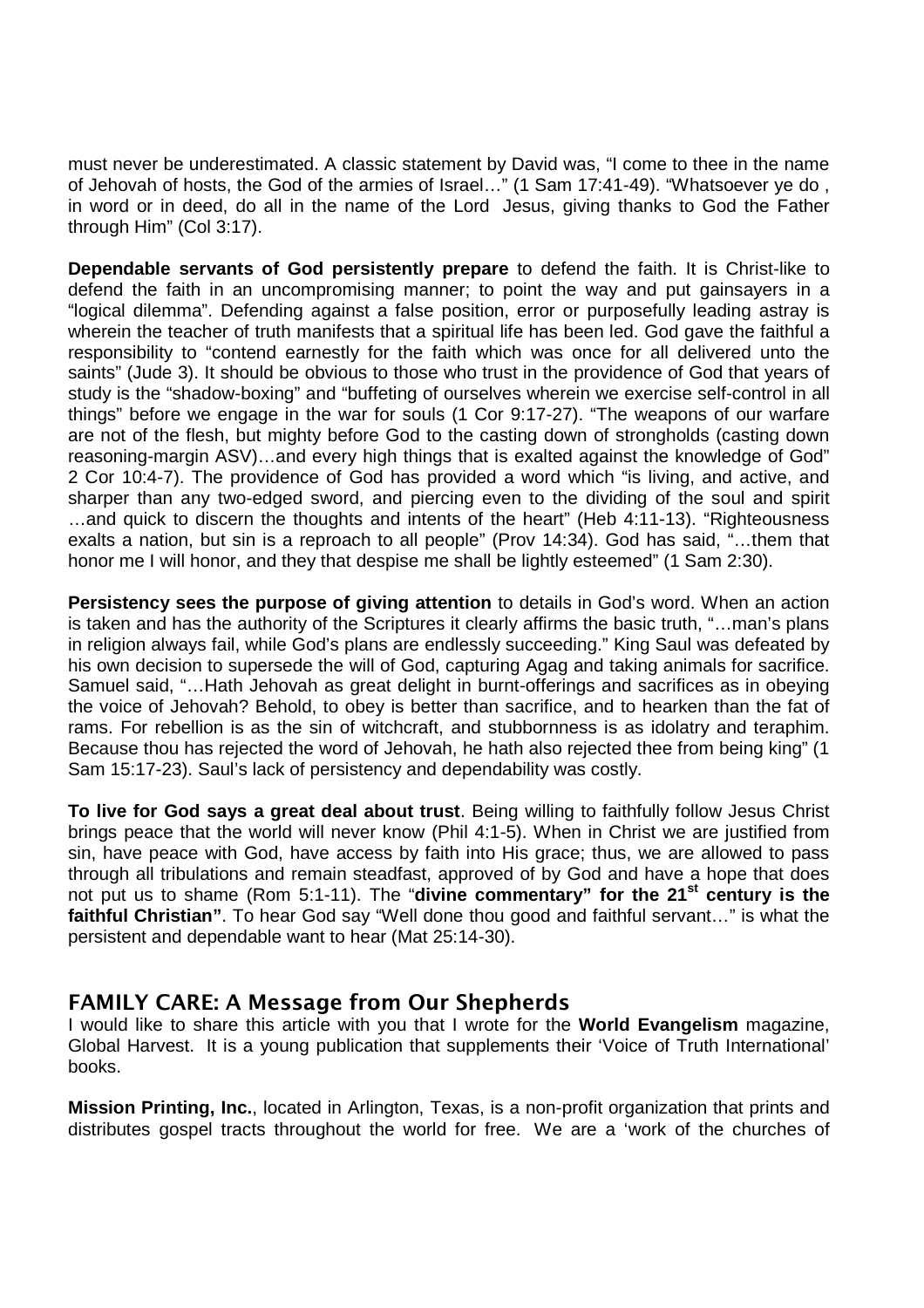must never be underestimated. A classic statement by David was, "I come to thee in the name of Jehovah of hosts, the God of the armies of Israel…" (1 Sam 17:41-49). "Whatsoever ye do , in word or in deed, do all in the name of the Lord Jesus, giving thanks to God the Father through Him" (Col 3:17).

**Dependable servants of God persistently prepare** to defend the faith. It is Christ-like to defend the faith in an uncompromising manner; to point the way and put gainsayers in a "logical dilemma". Defending against a false position, error or purposefully leading astray is wherein the teacher of truth manifests that a spiritual life has been led. God gave the faithful a responsibility to "contend earnestly for the faith which was once for all delivered unto the saints" (Jude 3). It should be obvious to those who trust in the providence of God that years of study is the "shadow-boxing" and "buffeting of ourselves wherein we exercise self-control in all things" before we engage in the war for souls (1 Cor 9:17-27). "The weapons of our warfare are not of the flesh, but mighty before God to the casting down of strongholds (casting down reasoning-margin ASV)…and every high things that is exalted against the knowledge of God" 2 Cor 10:4-7). The providence of God has provided a word which "is living, and active, and sharper than any two-edged sword, and piercing even to the dividing of the soul and spirit …and quick to discern the thoughts and intents of the heart" (Heb 4:11-13). "Righteousness exalts a nation, but sin is a reproach to all people" (Prov 14:34). God has said, "…them that honor me I will honor, and they that despise me shall be lightly esteemed" (1 Sam 2:30).

**Persistency sees the purpose of giving attention** to details in God's word. When an action is taken and has the authority of the Scriptures it clearly affirms the basic truth, "…man's plans in religion always fail, while God's plans are endlessly succeeding." King Saul was defeated by his own decision to supersede the will of God, capturing Agag and taking animals for sacrifice. Samuel said, "…Hath Jehovah as great delight in burnt-offerings and sacrifices as in obeying the voice of Jehovah? Behold, to obey is better than sacrifice, and to hearken than the fat of rams. For rebellion is as the sin of witchcraft, and stubbornness is as idolatry and teraphim. Because thou has rejected the word of Jehovah, he hath also rejected thee from being king" (1 Sam 15:17-23). Saul's lack of persistency and dependability was costly.

**To live for God says a great deal about trust**. Being willing to faithfully follow Jesus Christ brings peace that the world will never know (Phil 4:1-5). When in Christ we are justified from sin, have peace with God, have access by faith into His grace; thus, we are allowed to pass through all tribulations and remain steadfast, approved of by God and have a hope that does not put us to shame (Rom 5:1-11). The "**divine commentary" for the 21st century is the faithful Christian"**. To hear God say "Well done thou good and faithful servant…" is what the persistent and dependable want to hear (Mat 25:14-30).

## FAMILY CARE: A Message from Our Shepherds

I would like to share this article with you that I wrote for the **World Evangelism** magazine, Global Harvest. It is a young publication that supplements their 'Voice of Truth International' books.

**Mission Printing, Inc.**, located in Arlington, Texas, is a non-profit organization that prints and distributes gospel tracts throughout the world for free. We are a 'work of the churches of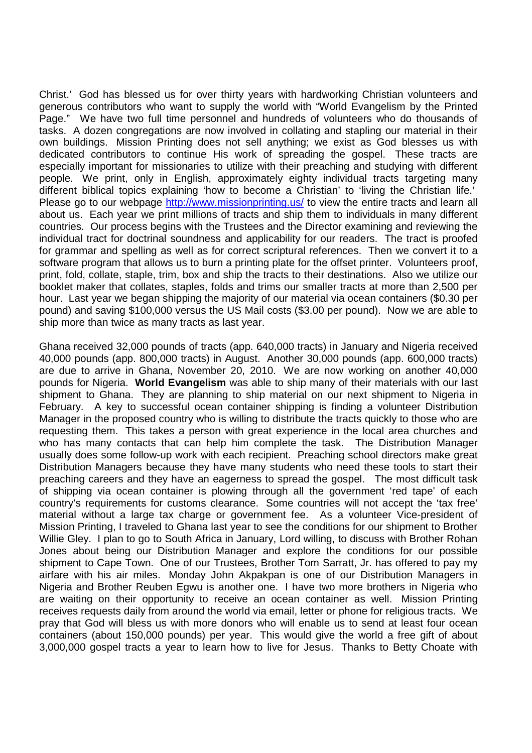Christ.' God has blessed us for over thirty years with hardworking Christian volunteers and generous contributors who want to supply the world with "World Evangelism by the Printed Page." We have two full time personnel and hundreds of volunteers who do thousands of tasks. A dozen congregations are now involved in collating and stapling our material in their own buildings. Mission Printing does not sell anything; we exist as God blesses us with dedicated contributors to continue His work of spreading the gospel. These tracts are especially important for missionaries to utilize with their preaching and studying with different people. We print, only in English, approximately eighty individual tracts targeting many different biblical topics explaining 'how to become a Christian' to 'living the Christian life.' Please go to our webpage [http://www.missionprinting.us/](http://www.missionprinting.us/) to view the entire tracts and learn all about us. Each year we print millions of tracts and ship them to individuals in many different countries. Our process begins with the Trustees and the Director examining and reviewing the individual tract for doctrinal soundness and applicability for our readers. The tract is proofed for grammar and spelling as well as for correct scriptural references. Then we convert it to a software program that allows us to burn a printing plate for the offset printer. Volunteers proof, print, fold, collate, staple, trim, box and ship the tracts to their destinations. Also we utilize our booklet maker that collates, staples, folds and trims our smaller tracts at more than 2,500 per hour. Last year we began shipping the majority of our material via ocean containers ($0.30 per pound) and saving $100,000 versus the US Mail costs ($3.00 per pound). Now we are able to ship more than twice as many tracts as last year.

Ghana received 32,000 pounds of tracts (app. 640,000 tracts) in January and Nigeria received 40,000 pounds (app. 800,000 tracts) in August. Another 30,000 pounds (app. 600,000 tracts) are due to arrive in Ghana, November 20, 2010. We are now working on another 40,000 pounds for Nigeria. **World Evangelism** was able to ship many of their materials with our last shipment to Ghana. They are planning to ship material on our next shipment to Nigeria in February. A key to successful ocean container shipping is finding a volunteer Distribution Manager in the proposed country who is willing to distribute the tracts quickly to those who are requesting them. This takes a person with great experience in the local area churches and who has many contacts that can help him complete the task. The Distribution Manager usually does some follow-up work with each recipient. Preaching school directors make great Distribution Managers because they have many students who need these tools to start their preaching careers and they have an eagerness to spread the gospel. The most difficult task of shipping via ocean container is plowing through all the government 'red tape' of each country's requirements for customs clearance. Some countries will not accept the 'tax free' material without a large tax charge or government fee. As a volunteer Vice-president of Mission Printing, I traveled to Ghana last year to see the conditions for our shipment to Brother Willie Gley. I plan to go to South Africa in January, Lord willing, to discuss with Brother Rohan Jones about being our Distribution Manager and explore the conditions for our possible shipment to Cape Town. One of our Trustees, Brother Tom Sarratt, Jr. has offered to pay my airfare with his air miles. Monday John Akpakpan is one of our Distribution Managers in Nigeria and Brother Reuben Egwu is another one. I have two more brothers in Nigeria who are waiting on their opportunity to receive an ocean container as well. Mission Printing receives requests daily from around the world via email, letter or phone for religious tracts. We pray that God will bless us with more donors who will enable us to send at least four ocean containers (about 150,000 pounds) per year. This would give the world a free gift of about 3,000,000 gospel tracts a year to learn how to live for Jesus. Thanks to Betty Choate with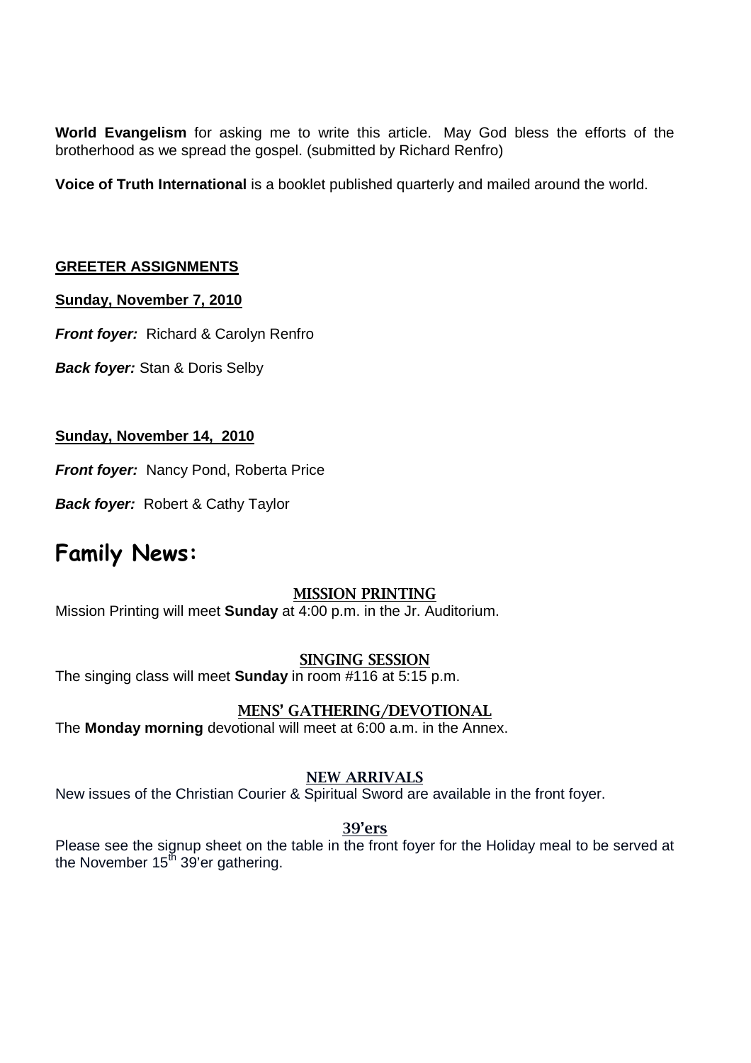**World Evangelism** for asking me to write this article. May God bless the efforts of the brotherhood as we spread the gospel. (submitted by Richard Renfro)

**Voice of Truth International** is a booklet published quarterly and mailed around the world.

**GREETER ASSIGNMENTS**

**Sunday, November 7, 2010**

***Front foyer:*** Richard & Carolyn Renfro

***Back foyer:*** Stan & Doris Selby

**Sunday, November 14, 2010**

***Front foyer:*** Nancy Pond, Roberta Price

***Back foyer:*** Robert & Cathy Taylor

# Family News:

### MISSION PRINTING

Mission Printing will meet **Sunday** at 4:00 p.m. in the Jr. Auditorium.

### SINGING SESSION

The singing class will meet **Sunday** in room #116 at 5:15 p.m.

### MENS' GATHERING/DEVOTIONAL

The **Monday morning** devotional will meet at 6:00 a.m. in the Annex.

### NEW ARRIVALS

New issues of the Christian Courier & Spiritual Sword are available in the front foyer.

### 39'ers

Please see the signup sheet on the table in the front foyer for the Holiday meal to be served at the November 15th 39'er gathering.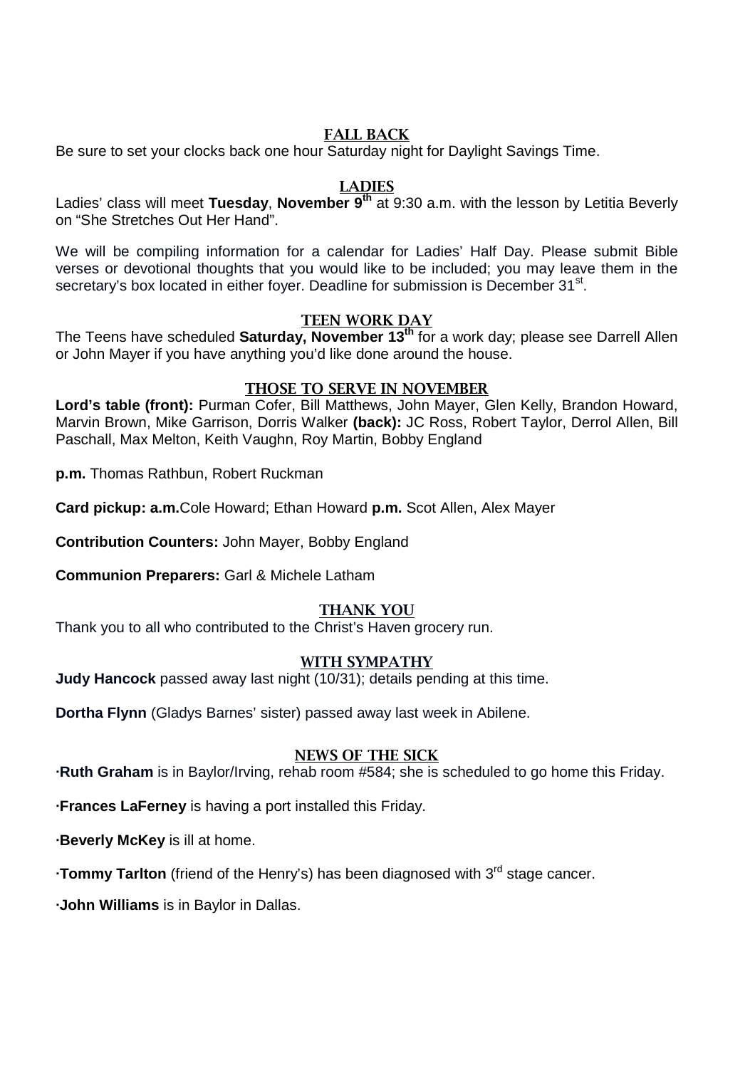## FALL BACK

Be sure to set your clocks back one hour Saturday night for Daylight Savings Time.

## LADIES

Ladies' class will meet **Tuesday**, **November 9th** at 9:30 a.m. with the lesson by Letitia Beverly on "She Stretches Out Her Hand".

We will be compiling information for a calendar for Ladies' Half Day. Please submit Bible verses or devotional thoughts that you would like to be included; you may leave them in the secretary's box located in either foyer. Deadline for submission is December 31st.

## TEEN WORK DAY

The Teens have scheduled **Saturday, November 13th** for a work day; please see Darrell Allen or John Mayer if you have anything you'd like done around the house.

## THOSE TO SERVE IN NOVEMBER

**Lord's table (front):** Purman Cofer, Bill Matthews, John Mayer, Glen Kelly, Brandon Howard, Marvin Brown, Mike Garrison, Dorris Walker **(back):** JC Ross, Robert Taylor, Derrol Allen, Bill Paschall, Max Melton, Keith Vaughn, Roy Martin, Bobby England

**p.m.** Thomas Rathbun, Robert Ruckman

**Card pickup: a.m.**Cole Howard; Ethan Howard **p.m.** Scot Allen, Alex Mayer

**Contribution Counters:** John Mayer, Bobby England

**Communion Preparers:** Garl & Michele Latham

## THANK YOU

Thank you to all who contributed to the Christ's Haven grocery run.

## WITH SYMPATHY

**Judy Hancock** passed away last night (10/31); details pending at this time.

**Dortha Flynn** (Gladys Barnes' sister) passed away last week in Abilene.

## NEWS OF THE SICK

·**Ruth Graham** is in Baylor/Irving, rehab room #584; she is scheduled to go home this Friday.

·**Frances LaFerney** is having a port installed this Friday.

·**Beverly McKey** is ill at home.

·**Tommy Tarlton** (friend of the Henry's) has been diagnosed with 3rd stage cancer.

·**John Williams** is in Baylor in Dallas.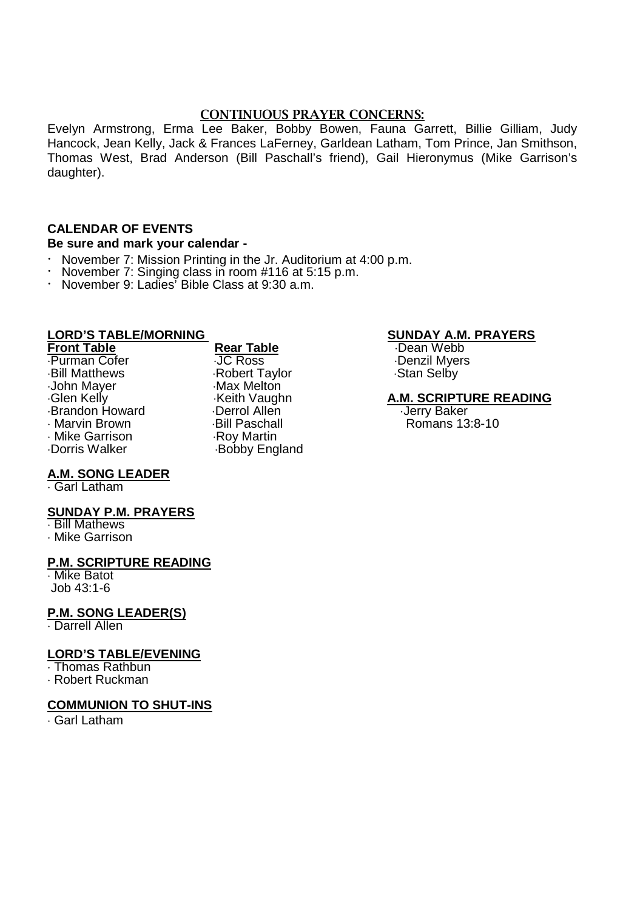## CONTINUOUS PRAYER CONCERNS:

Evelyn Armstrong, Erma Lee Baker, Bobby Bowen, Fauna Garrett, Billie Gilliam, Judy Hancock, Jean Kelly, Jack & Frances LaFerney, Garldean Latham, Tom Prince, Jan Smithson, Thomas West, Brad Anderson (Bill Paschall's friend), Gail Hieronymus (Mike Garrison's daughter).

**CALENDAR OF EVENTS**

**Be sure and mark your calendar -**

- November 7: Mission Printing in the Jr. Auditorium at 4:00 p.m.
- November 7: Singing class in room #116 at 5:15 p.m.
- November 9: Ladies' Bible Class at 9:30 a.m.

**LORD'S TABLE/MORNING**

| **Front Table** | **Rear Table** |
|---|---|
| ·Purman Cofer | ·JC Ross |
| ·Bill Matthews | ·Robert Taylor |
| ·John Mayer | ·Max Melton |
| ·Glen Kelly | ·Keith Vaughn |
| ·Brandon Howard | ·Derrol Allen |
| · Marvin Brown | ·Bill Paschall |
| · Mike Garrison | ·Roy Martin |
| ·Dorris Walker | ·Bobby England |

**A.M. SONG LEADER**

· Garl Latham

**SUNDAY P.M. PRAYERS**

· Bill Mathews
· Mike Garrison

**P.M. SCRIPTURE READING**

· Mike Batot
Job 43:1-6

**P.M. SONG LEADER(S)**

· Darrell Allen

**LORD'S TABLE/EVENING**

· Thomas Rathbun
· Robert Ruckman

**COMMUNION TO SHUT-INS**

· Garl Latham

**SUNDAY A.M. PRAYERS**

·Dean Webb
·Denzil Myers
·Stan Selby

**A.M. SCRIPTURE READING**

·Jerry Baker
Romans 13:8-10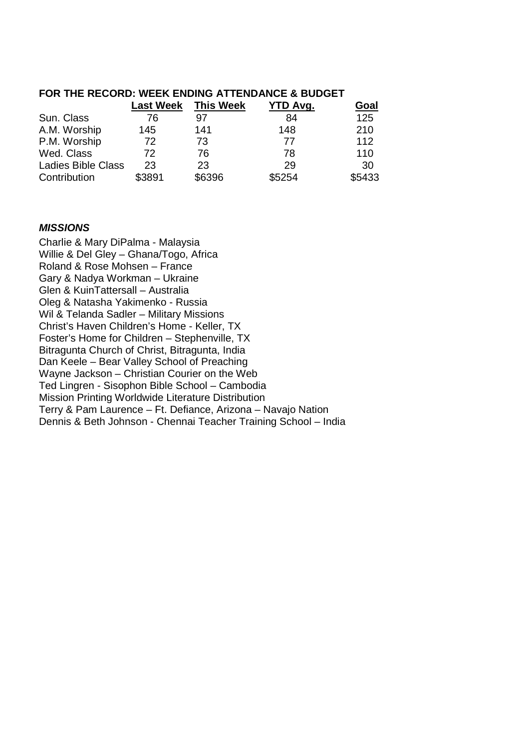**FOR THE RECORD: WEEK ENDING ATTENDANCE & BUDGET**

| | Last Week | This Week | YTD Avg. | Goal |
|---|---|---|---|---|
| Sun. Class | 76 | 97 | 84 | 125 |
| A.M. Worship | 145 | 141 | 148 | 210 |
| P.M. Worship | 72 | 73 | 77 | 112 |
| Wed. Class | 72 | 76 | 78 | 110 |
| Ladies Bible Class | 23 | 23 | 29 | 30 |
| Contribution | $3891 | $6396 | $5254 | $5433 |

***MISSIONS***

Charlie & Mary DiPalma - Malaysia
Willie & Del Gley – Ghana/Togo, Africa
Roland & Rose Mohsen – France
Gary & Nadya Workman – Ukraine
Glen & KuinTattersall – Australia
Oleg & Natasha Yakimenko - Russia
Wil & Telanda Sadler – Military Missions
Christ's Haven Children's Home - Keller, TX
Foster's Home for Children – Stephenville, TX
Bitragunta Church of Christ, Bitragunta, India
Dan Keele – Bear Valley School of Preaching
Wayne Jackson – Christian Courier on the Web
Ted Lingren - Sisophon Bible School – Cambodia
Mission Printing Worldwide Literature Distribution
Terry & Pam Laurence – Ft. Defiance, Arizona – Navajo Nation
Dennis & Beth Johnson - Chennai Teacher Training School – India